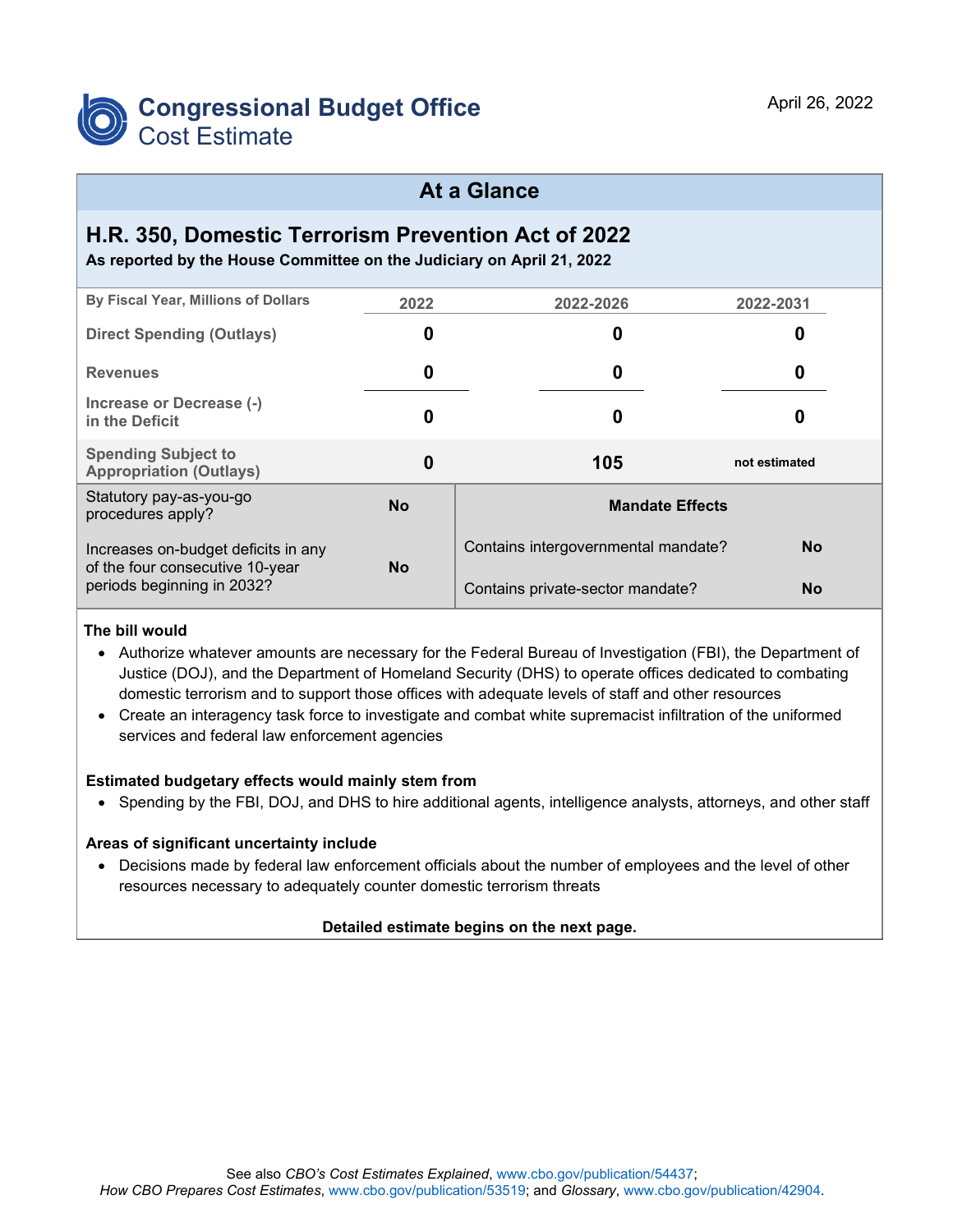# Congressional Budget Office
## Cost Estimate

April 26, 2022

## At a Glance

### H.R. 350, Domestic Terrorism Prevention Act of 2022

**As reported by the House Committee on the Judiciary on April 21, 2022**

| By Fiscal Year, Millions of Dollars | 2022 | 2022-2026 | 2022-2031 |
|---|---|---|---|
| Direct Spending (Outlays) | 0 | 0 | 0 |
| Revenues | 0 | 0 | 0 |
| Increase or Decrease (-) in the Deficit | 0 | 0 | 0 |
| Spending Subject to Appropriation (Outlays) | 0 | 105 | not estimated |

| | | Mandate Effects | |
|---|---|---|---|
| Statutory pay-as-you-go procedures apply? | No | Contains intergovernmental mandate? | No |
| Increases on-budget deficits in any of the four consecutive 10-year periods beginning in 2032? | No | Contains private-sector mandate? | No |

**The bill would**

- Authorize whatever amounts are necessary for the Federal Bureau of Investigation (FBI), the Department of Justice (DOJ), and the Department of Homeland Security (DHS) to operate offices dedicated to combating domestic terrorism and to support those offices with adequate levels of staff and other resources
- Create an interagency task force to investigate and combat white supremacist infiltration of the uniformed services and federal law enforcement agencies

**Estimated budgetary effects would mainly stem from**

- Spending by the FBI, DOJ, and DHS to hire additional agents, intelligence analysts, attorneys, and other staff

**Areas of significant uncertainty include**

- Decisions made by federal law enforcement officials about the number of employees and the level of other resources necessary to adequately counter domestic terrorism threats

**Detailed estimate begins on the next page.**

See also *CBO's Cost Estimates Explained*, www.cbo.gov/publication/54437; *How CBO Prepares Cost Estimates*, www.cbo.gov/publication/53519; and *Glossary*, www.cbo.gov/publication/42904.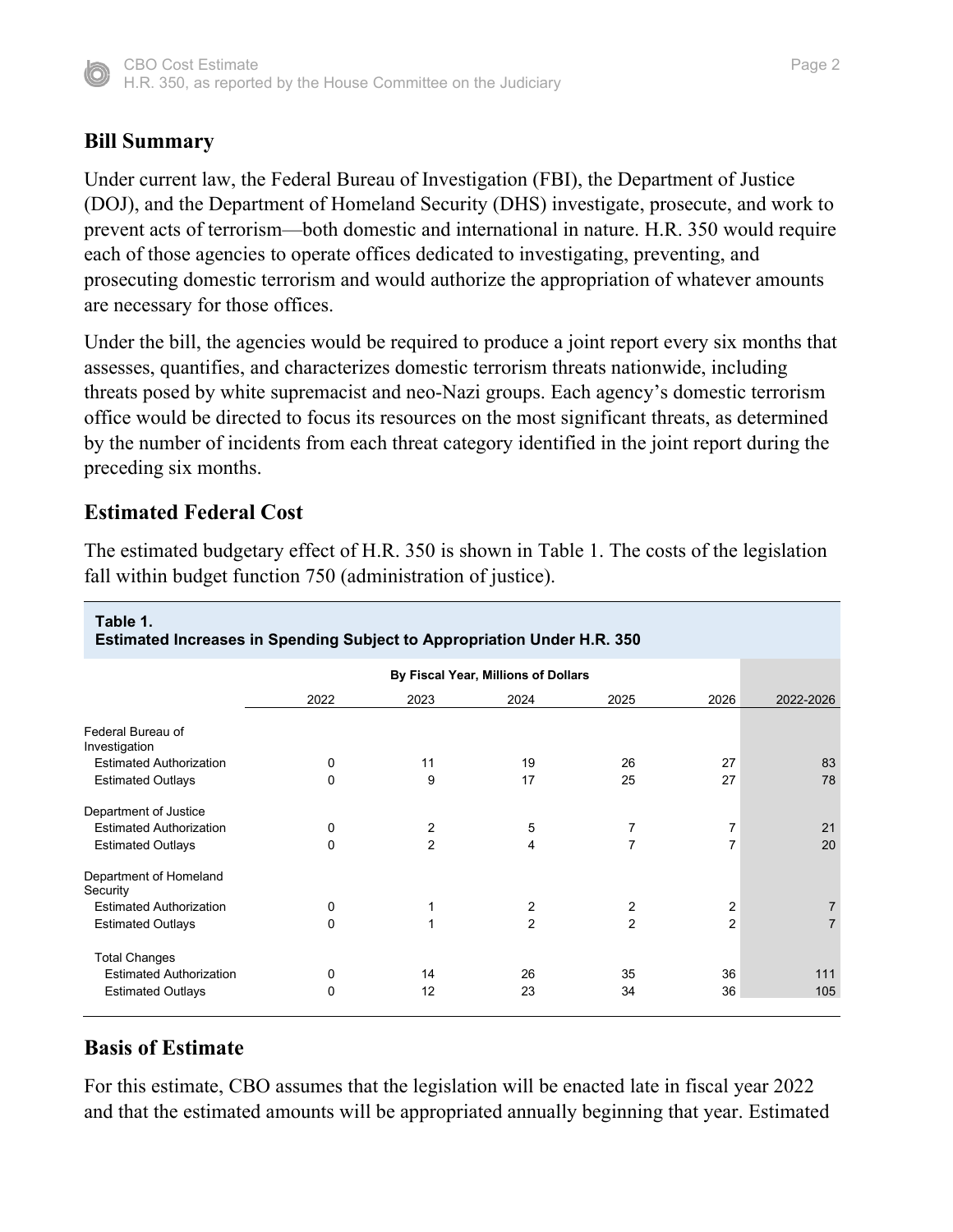## Bill Summary

Under current law, the Federal Bureau of Investigation (FBI), the Department of Justice (DOJ), and the Department of Homeland Security (DHS) investigate, prosecute, and work to prevent acts of terrorism—both domestic and international in nature. H.R. 350 would require each of those agencies to operate offices dedicated to investigating, preventing, and prosecuting domestic terrorism and would authorize the appropriation of whatever amounts are necessary for those offices.

Under the bill, the agencies would be required to produce a joint report every six months that assesses, quantifies, and characterizes domestic terrorism threats nationwide, including threats posed by white supremacist and neo-Nazi groups. Each agency's domestic terrorism office would be directed to focus its resources on the most significant threats, as determined by the number of incidents from each threat category identified in the joint report during the preceding six months.

## Estimated Federal Cost

The estimated budgetary effect of H.R. 350 is shown in Table 1. The costs of the legislation fall within budget function 750 (administration of justice).

**Table 1.**
**Estimated Increases in Spending Subject to Appropriation Under H.R. 350**

| | By Fiscal Year, Millions of Dollars | | | | | |
|---|---|---|---|---|---|---|
| | 2022 | 2023 | 2024 | 2025 | 2026 | 2022-2026 |
| **Federal Bureau of Investigation** | | | | | | |
| Estimated Authorization | 0 | 11 | 19 | 26 | 27 | 83 |
| Estimated Outlays | 0 | 9 | 17 | 25 | 27 | 78 |
| **Department of Justice** | | | | | | |
| Estimated Authorization | 0 | 2 | 5 | 7 | 7 | 21 |
| Estimated Outlays | 0 | 2 | 4 | 7 | 7 | 20 |
| **Department of Homeland Security** | | | | | | |
| Estimated Authorization | 0 | 1 | 2 | 2 | 2 | 7 |
| Estimated Outlays | 0 | 1 | 2 | 2 | 2 | 7 |
| **Total Changes** | | | | | | |
| Estimated Authorization | 0 | 14 | 26 | 35 | 36 | 111 |
| Estimated Outlays | 0 | 12 | 23 | 34 | 36 | 105 |

## Basis of Estimate

For this estimate, CBO assumes that the legislation will be enacted late in fiscal year 2022 and that the estimated amounts will be appropriated annually beginning that year. Estimated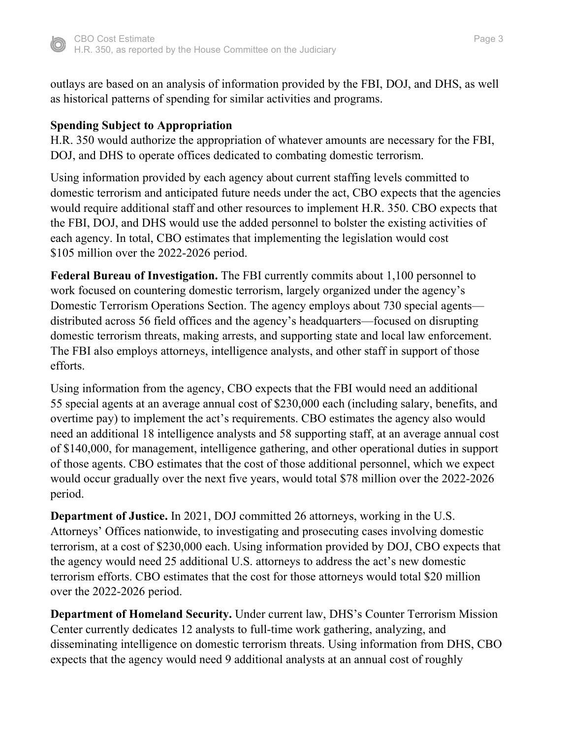outlays are based on an analysis of information provided by the FBI, DOJ, and DHS, as well as historical patterns of spending for similar activities and programs.

**Spending Subject to Appropriation**

H.R. 350 would authorize the appropriation of whatever amounts are necessary for the FBI, DOJ, and DHS to operate offices dedicated to combating domestic terrorism.

Using information provided by each agency about current staffing levels committed to domestic terrorism and anticipated future needs under the act, CBO expects that the agencies would require additional staff and other resources to implement H.R. 350. CBO expects that the FBI, DOJ, and DHS would use the added personnel to bolster the existing activities of each agency. In total, CBO estimates that implementing the legislation would cost $105 million over the 2022-2026 period.

**Federal Bureau of Investigation.** The FBI currently commits about 1,100 personnel to work focused on countering domestic terrorism, largely organized under the agency's Domestic Terrorism Operations Section. The agency employs about 730 special agents—distributed across 56 field offices and the agency's headquarters—focused on disrupting domestic terrorism threats, making arrests, and supporting state and local law enforcement. The FBI also employs attorneys, intelligence analysts, and other staff in support of those efforts.

Using information from the agency, CBO expects that the FBI would need an additional 55 special agents at an average annual cost of $230,000 each (including salary, benefits, and overtime pay) to implement the act's requirements. CBO estimates the agency also would need an additional 18 intelligence analysts and 58 supporting staff, at an average annual cost of $140,000, for management, intelligence gathering, and other operational duties in support of those agents. CBO estimates that the cost of those additional personnel, which we expect would occur gradually over the next five years, would total $78 million over the 2022-2026 period.

**Department of Justice.** In 2021, DOJ committed 26 attorneys, working in the U.S. Attorneys' Offices nationwide, to investigating and prosecuting cases involving domestic terrorism, at a cost of $230,000 each. Using information provided by DOJ, CBO expects that the agency would need 25 additional U.S. attorneys to address the act's new domestic terrorism efforts. CBO estimates that the cost for those attorneys would total $20 million over the 2022-2026 period.

**Department of Homeland Security.** Under current law, DHS's Counter Terrorism Mission Center currently dedicates 12 analysts to full-time work gathering, analyzing, and disseminating intelligence on domestic terrorism threats. Using information from DHS, CBO expects that the agency would need 9 additional analysts at an annual cost of roughly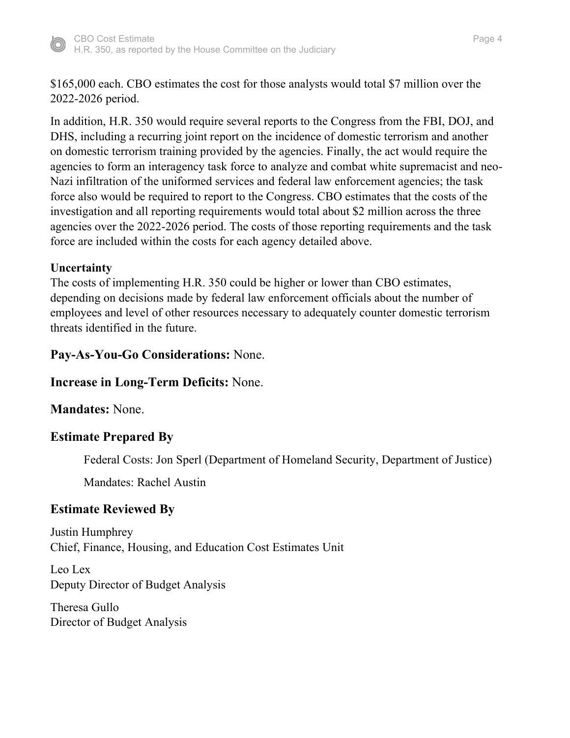$165,000 each. CBO estimates the cost for those analysts would total $7 million over the 2022-2026 period.

In addition, H.R. 350 would require several reports to the Congress from the FBI, DOJ, and DHS, including a recurring joint report on the incidence of domestic terrorism and another on domestic terrorism training provided by the agencies. Finally, the act would require the agencies to form an interagency task force to analyze and combat white supremacist and neo-Nazi infiltration of the uniformed services and federal law enforcement agencies; the task force also would be required to report to the Congress. CBO estimates that the costs of the investigation and all reporting requirements would total about $2 million across the three agencies over the 2022-2026 period. The costs of those reporting requirements and the task force are included within the costs for each agency detailed above.

**Uncertainty**

The costs of implementing H.R. 350 could be higher or lower than CBO estimates, depending on decisions made by federal law enforcement officials about the number of employees and level of other resources necessary to adequately counter domestic terrorism threats identified in the future.

## Pay-As-You-Go Considerations: None.

## Increase in Long-Term Deficits: None.

## Mandates: None.

## Estimate Prepared By

Federal Costs: Jon Sperl (Department of Homeland Security, Department of Justice)

Mandates: Rachel Austin

## Estimate Reviewed By

Justin Humphrey
Chief, Finance, Housing, and Education Cost Estimates Unit

Leo Lex
Deputy Director of Budget Analysis

Theresa Gullo
Director of Budget Analysis